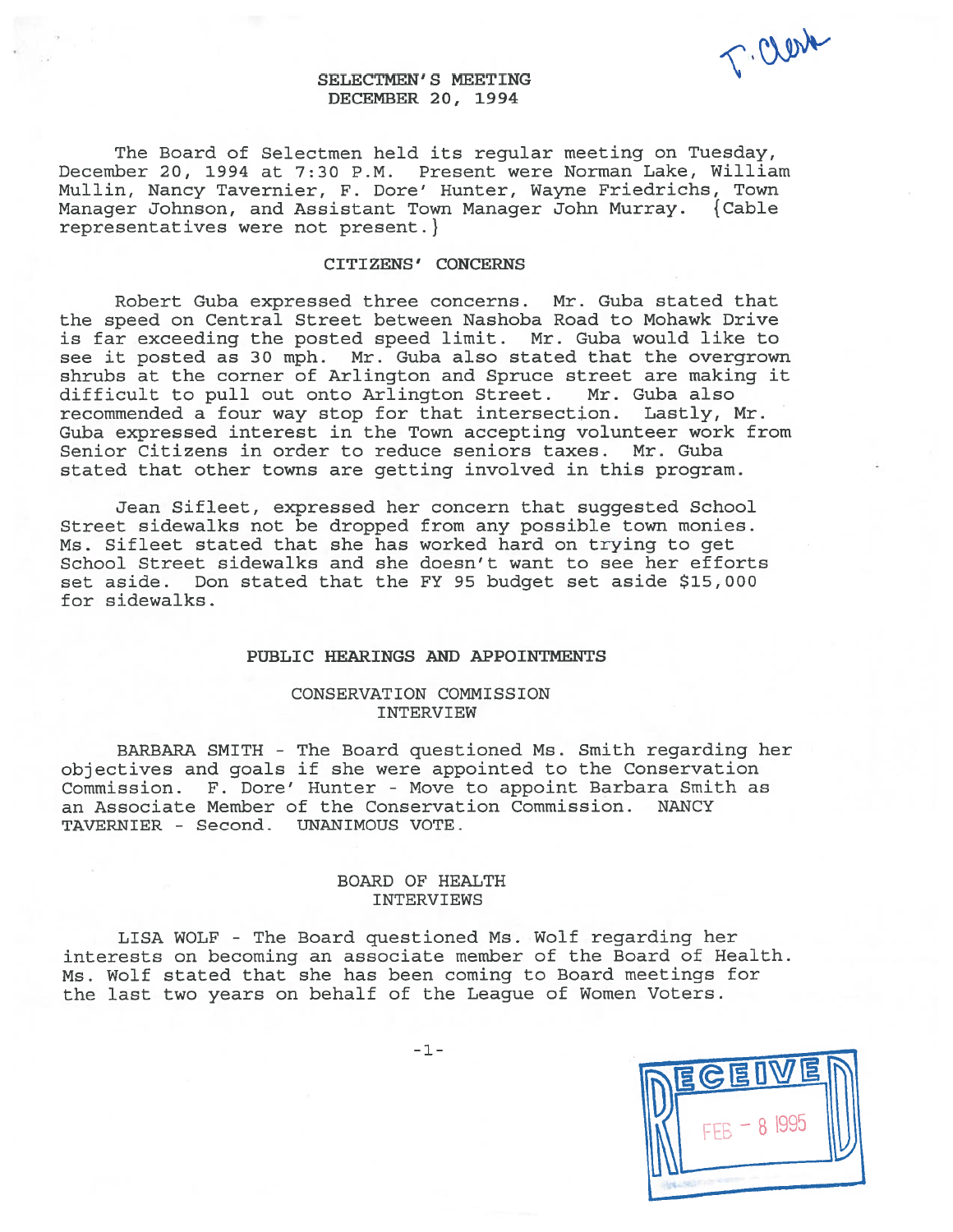T. Clerk

# SELECTMEN'S MEETING
## DECEMBER 20, 1994

The Board of Selectmen held its regular meeting on Tuesday, December 20, 1994 at 7:30 P.M. Present were Norman Lake, William Mullin, Nancy Tavernier, F. Dore' Hunter, Wayne Friedrichs, Town Manager Johnson, and Assistant Town Manager John Murray. {Cable representatives were not present.}

## CITIZENS' CONCERNS

Robert Guba expressed three concerns. Mr. Guba stated that the speed on Central Street between Nashoba Road to Mohawk Drive is far exceeding the posted speed limit. Mr. Guba would like to see it posted as 30 mph. Mr. Guba also stated that the overgrown shrubs at the corner of Arlington and Spruce street are making it difficult to pull out onto Arlington Street. Mr. Guba also recommended a four way stop for that intersection. Lastly, Mr. Guba expressed interest in the Town accepting volunteer work from Senior Citizens in order to reduce seniors taxes. Mr. Guba stated that other towns are getting involved in this program.

Jean Sifleet, expressed her concern that suggested School Street sidewalks not be dropped from any possible town monies. Ms. Sifleet stated that she has worked hard on trying to get School Street sidewalks and she doesn't want to see her efforts set aside. Don stated that the FY 95 budget set aside $15,000 for sidewalks.

## PUBLIC HEARINGS AND APPOINTMENTS

### CONSERVATION COMMISSION INTERVIEW

BARBARA SMITH - The Board questioned Ms. Smith regarding her objectives and goals if she were appointed to the Conservation Commission. F. Dore' Hunter - Move to appoint Barbara Smith as an Associate Member of the Conservation Commission. NANCY TAVERNIER - Second. UNANIMOUS VOTE.

### BOARD OF HEALTH INTERVIEWS

LISA WOLF - The Board questioned Ms. Wolf regarding her interests on becoming an associate member of the Board of Health. Ms. Wolf stated that she has been coming to Board meetings for the last two years on behalf of the League of Women Voters.

RECEIVED FEB - 8 1995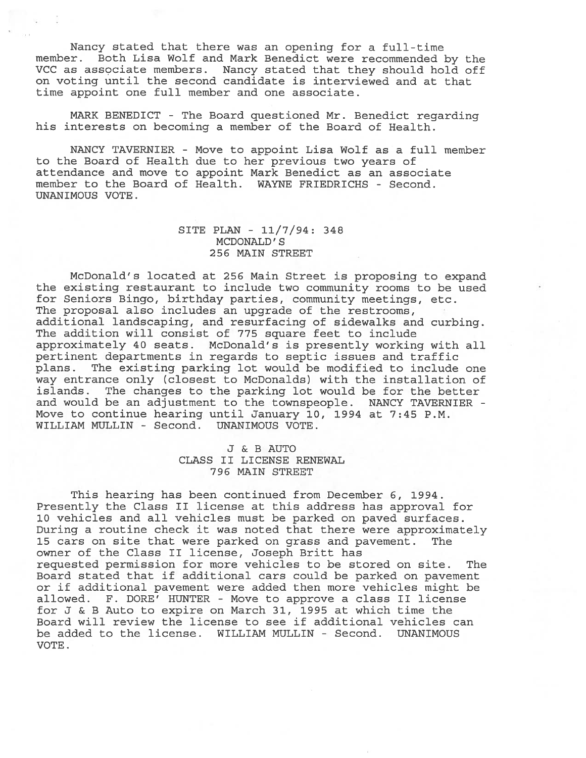Nancy stated that there was an opening for a full-time member. Both Lisa Wolf and Mark Benedict were recommended by the VCC as associate members. Nancy stated that they should hold off on voting until the second candidate is interviewed and at that time appoint one full member and one associate.

MARK BENEDICT - The Board questioned Mr. Benedict regarding his interests on becoming a member of the Board of Health.

NANCY TAVERNIER - Move to appoint Lisa Wolf as a full member to the Board of Health due to her previous two years of attendance and move to appoint Mark Benedict as an associate member to the Board of Health. WAYNE FRIEDRICHS - Second. UNANIMOUS VOTE.

### SITE PLAN - 11/7/94: 348
### MCDONALD'S
### 256 MAIN STREET

McDonald's located at 256 Main Street is proposing to expand the existing restaurant to include two community rooms to be used for Seniors Bingo, birthday parties, community meetings, etc. The proposal also includes an upgrade of the restrooms, additional landscaping, and resurfacing of sidewalks and curbing. The addition will consist of 775 square feet to include approximately 40 seats. McDonald's is presently working with all pertinent departments in regards to septic issues and traffic plans. The existing parking lot would be modified to include one way entrance only (closest to McDonalds) with the installation of islands. The changes to the parking lot would be for the better and would be an adjustment to the townspeople. NANCY TAVERNIER - Move to continue hearing until January 10, 1994 at 7:45 P.M. WILLIAM MULLIN - Second. UNANIMOUS VOTE.

### J & B AUTO
### CLASS II LICENSE RENEWAL
### 796 MAIN STREET

This hearing has been continued from December 6, 1994. Presently the Class II license at this address has approval for 10 vehicles and all vehicles must be parked on paved surfaces. During a routine check it was noted that there were approximately 15 cars on site that were parked on grass and pavement. The owner of the Class II license, Joseph Britt has requested permission for more vehicles to be stored on site. The Board stated that if additional cars could be parked on pavement or if additional pavement were added then more vehicles might be allowed. F. DORE' HUNTER - Move to approve a class II license for J & B Auto to expire on March 31, 1995 at which time the Board will review the license to see if additional vehicles can be added to the license. WILLIAM MULLIN - Second. UNANIMOUS VOTE.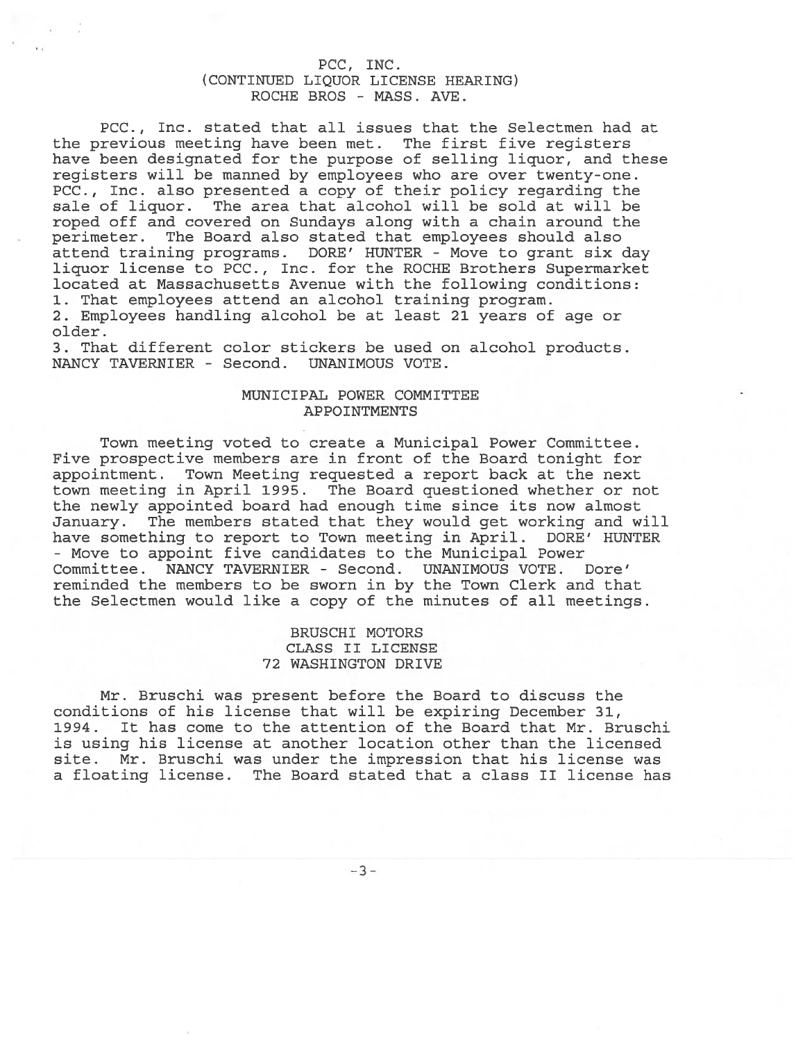## PCC, INC.
## (CONTINUED LIQUOR LICENSE HEARING)
## ROCHE BROS - MASS. AVE.

PCC., Inc. stated that all issues that the Selectmen had at the previous meeting have been met. The first five registers have been designated for the purpose of selling liquor, and these registers will be manned by employees who are over twenty-one. PCC., Inc. also presented a copy of their policy regarding the sale of liquor. The area that alcohol will be sold at will be roped off and covered on Sundays along with a chain around the perimeter. The Board also stated that employees should also attend training programs. DORE' HUNTER - Move to grant six day liquor license to PCC., Inc. for the ROCHE Brothers Supermarket located at Massachusetts Avenue with the following conditions:

1. That employees attend an alcohol training program.
2. Employees handling alcohol be at least 21 years of age or older.
3. That different color stickers be used on alcohol products.

NANCY TAVERNIER - Second. UNANIMOUS VOTE.

## MUNICIPAL POWER COMMITTEE
## APPOINTMENTS

Town meeting voted to create a Municipal Power Committee. Five prospective members are in front of the Board tonight for appointment. Town Meeting requested a report back at the next town meeting in April 1995. The Board questioned whether or not the newly appointed board had enough time since its now almost January. The members stated that they would get working and will have something to report to Town meeting in April. DORE' HUNTER - Move to appoint five candidates to the Municipal Power Committee. NANCY TAVERNIER - Second. UNANIMOUS VOTE. Dore' reminded the members to be sworn in by the Town Clerk and that the Selectmen would like a copy of the minutes of all meetings.

## BRUSCHI MOTORS
## CLASS II LICENSE
## 72 WASHINGTON DRIVE

Mr. Bruschi was present before the Board to discuss the conditions of his license that will be expiring December 31, 1994. It has come to the attention of the Board that Mr. Bruschi is using his license at another location other than the licensed site. Mr. Bruschi was under the impression that his license was a floating license. The Board stated that a class II license has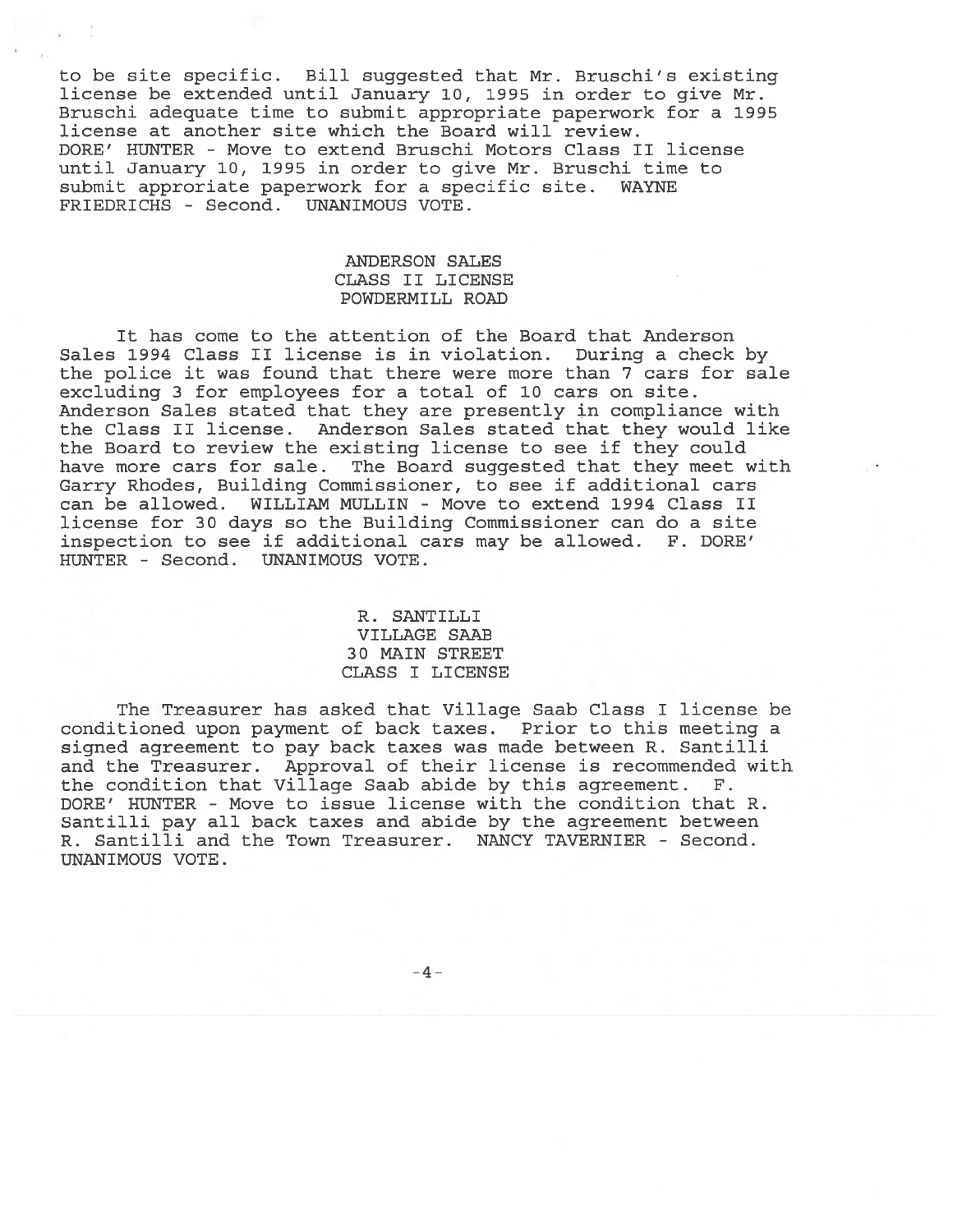to be site specific. Bill suggested that Mr. Bruschi's existing license be extended until January 10, 1995 in order to give Mr. Bruschi adequate time to submit appropriate paperwork for a 1995 license at another site which the Board will review. DORE' HUNTER - Move to extend Bruschi Motors Class II license until January 10, 1995 in order to give Mr. Bruschi time to submit approriate paperwork for a specific site. WAYNE FRIEDRICHS - Second. UNANIMOUS VOTE.

### ANDERSON SALES
### CLASS II LICENSE
### POWDERMILL ROAD

It has come to the attention of the Board that Anderson Sales 1994 Class II license is in violation. During a check by the police it was found that there were more than 7 cars for sale excluding 3 for employees for a total of 10 cars on site. Anderson Sales stated that they are presently in compliance with the Class II license. Anderson Sales stated that they would like the Board to review the existing license to see if they could have more cars for sale. The Board suggested that they meet with Garry Rhodes, Building Commissioner, to see if additional cars can be allowed. WILLIAM MULLIN - Move to extend 1994 Class II license for 30 days so the Building Commissioner can do a site inspection to see if additional cars may be allowed. F. DORE' HUNTER - Second. UNANIMOUS VOTE.

### R. SANTILLI
### VILLAGE SAAB
### 30 MAIN STREET
### CLASS I LICENSE

The Treasurer has asked that Village Saab Class I license be conditioned upon payment of back taxes. Prior to this meeting a signed agreement to pay back taxes was made between R. Santilli and the Treasurer. Approval of their license is recommended with the condition that Village Saab abide by this agreement. F. DORE' HUNTER - Move to issue license with the condition that R. Santilli pay all back taxes and abide by the agreement between R. Santilli and the Town Treasurer. NANCY TAVERNIER - Second. UNANIMOUS VOTE.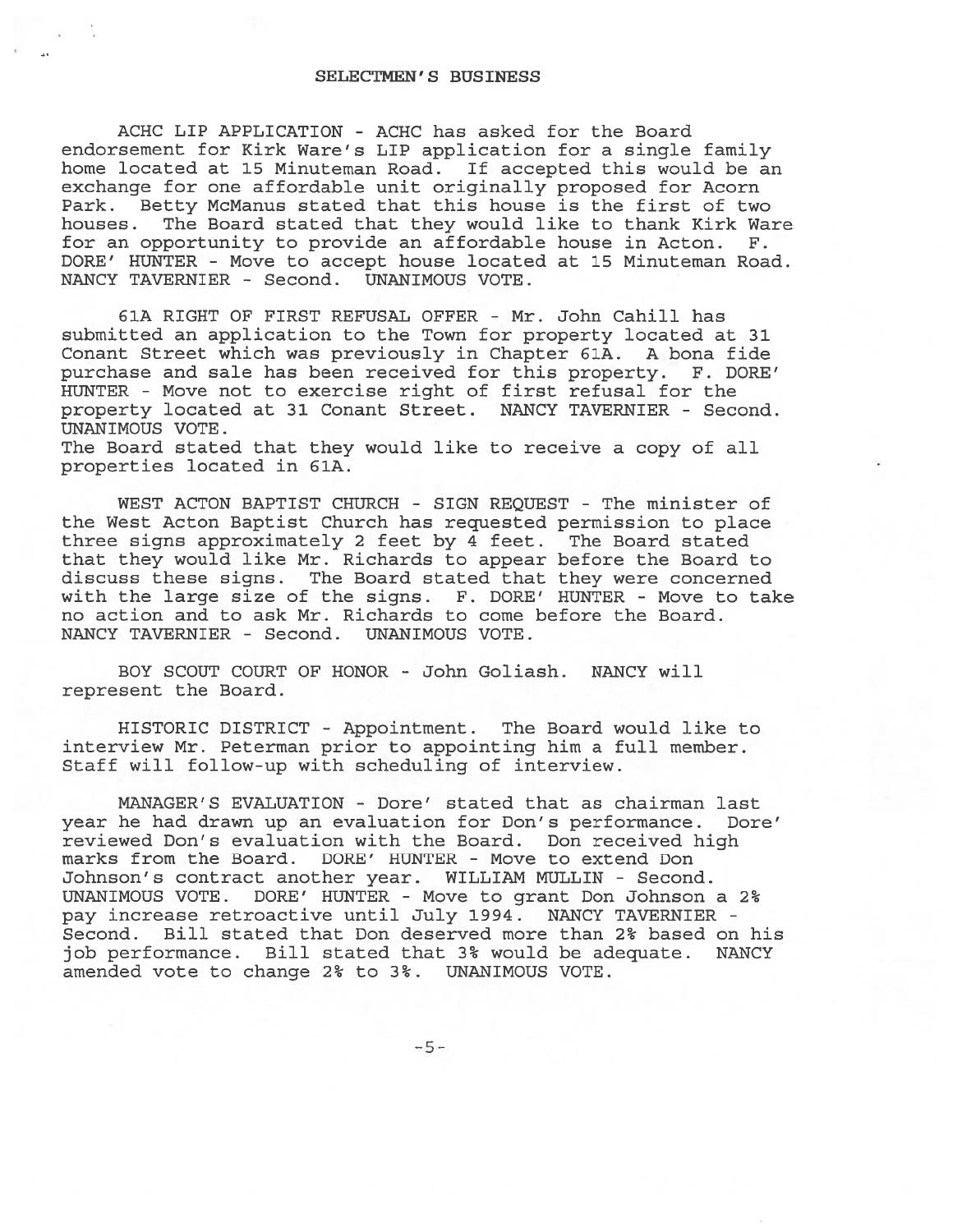## SELECTMEN'S BUSINESS

ACHC LIP APPLICATION - ACHC has asked for the Board endorsement for Kirk Ware's LIP application for a single family home located at 15 Minuteman Road. If accepted this would be an exchange for one affordable unit originally proposed for Acorn Park. Betty McManus stated that this house is the first of two houses. The Board stated that they would like to thank Kirk Ware for an opportunity to provide an affordable house in Acton. F. DORE' HUNTER - Move to accept house located at 15 Minuteman Road. NANCY TAVERNIER - Second. UNANIMOUS VOTE.

61A RIGHT OF FIRST REFUSAL OFFER - Mr. John Cahill has submitted an application to the Town for property located at 31 Conant Street which was previously in Chapter 61A. A bona fide purchase and sale has been received for this property. F. DORE' HUNTER - Move not to exercise right of first refusal for the property located at 31 Conant Street. NANCY TAVERNIER - Second. UNANIMOUS VOTE.
The Board stated that they would like to receive a copy of all properties located in 61A.

WEST ACTON BAPTIST CHURCH - SIGN REQUEST - The minister of the West Acton Baptist Church has requested permission to place three signs approximately 2 feet by 4 feet. The Board stated that they would like Mr. Richards to appear before the Board to discuss these signs. The Board stated that they were concerned with the large size of the signs. F. DORE' HUNTER - Move to take no action and to ask Mr. Richards to come before the Board. NANCY TAVERNIER - Second. UNANIMOUS VOTE.

BOY SCOUT COURT OF HONOR - John Goliash. NANCY will represent the Board.

HISTORIC DISTRICT - Appointment. The Board would like to interview Mr. Peterman prior to appointing him a full member. Staff will follow-up with scheduling of interview.

MANAGER'S EVALUATION - Dore' stated that as chairman last year he had drawn up an evaluation for Don's performance. Dore' reviewed Don's evaluation with the Board. Don received high marks from the Board. DORE' HUNTER - Move to extend Don Johnson's contract another year. WILLIAM MULLIN - Second. UNANIMOUS VOTE. DORE' HUNTER - Move to grant Don Johnson a 2% pay increase retroactive until July 1994. NANCY TAVERNIER - Second. Bill stated that Don deserved more than 2% based on his job performance. Bill stated that 3% would be adequate. NANCY amended vote to change 2% to 3%. UNANIMOUS VOTE.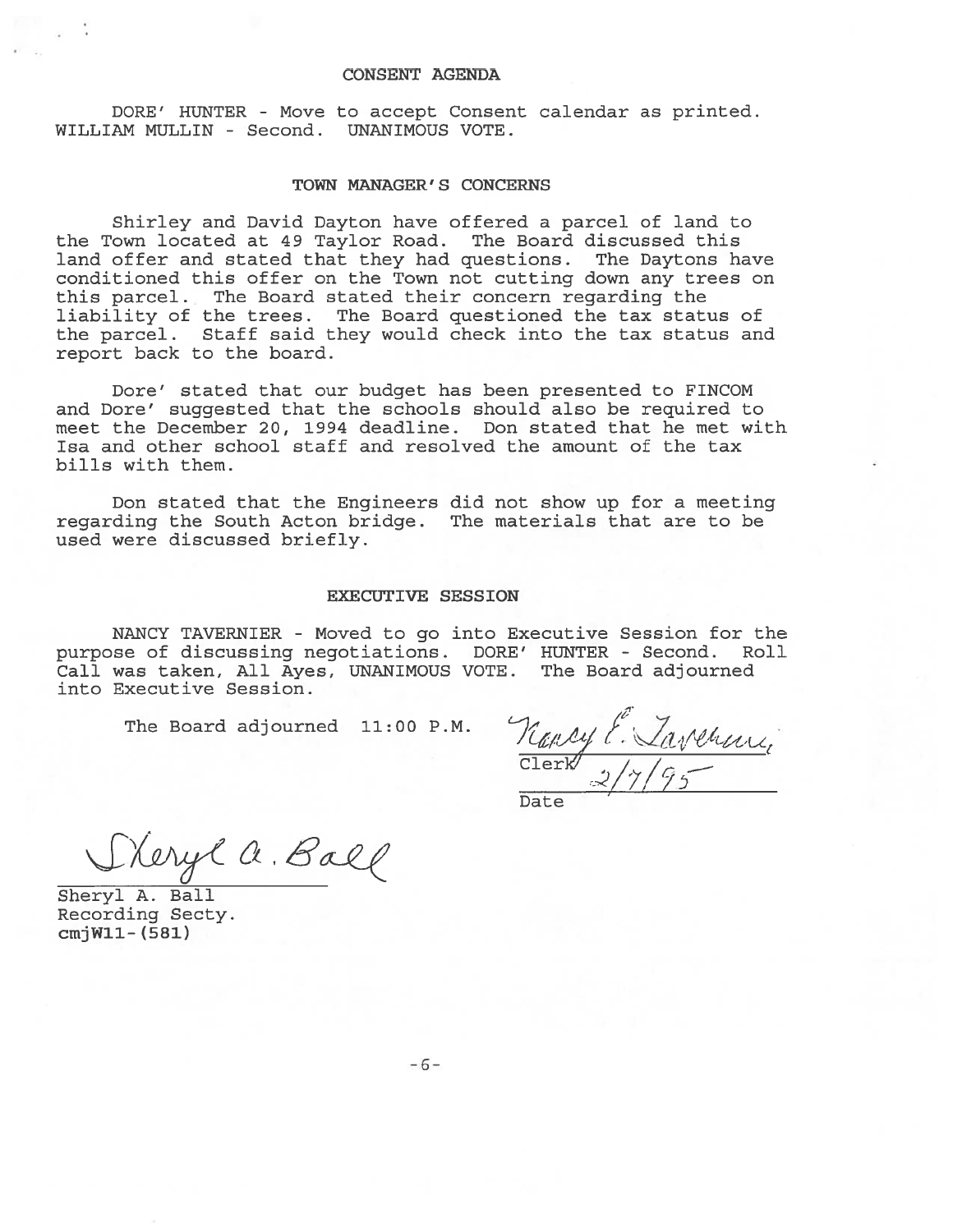## CONSENT AGENDA

DORE' HUNTER - Move to accept Consent calendar as printed. WILLIAM MULLIN - Second. UNANIMOUS VOTE.

## TOWN MANAGER'S CONCERNS

Shirley and David Dayton have offered a parcel of land to the Town located at 49 Taylor Road. The Board discussed this land offer and stated that they had questions. The Daytons have conditioned this offer on the Town not cutting down any trees on this parcel. The Board stated their concern regarding the liability of the trees. The Board questioned the tax status of the parcel. Staff said they would check into the tax status and report back to the board.

Dore' stated that our budget has been presented to FINCOM and Dore' suggested that the schools should also be required to meet the December 20, 1994 deadline. Don stated that he met with Isa and other school staff and resolved the amount of the tax bills with them.

Don stated that the Engineers did not show up for a meeting regarding the South Acton bridge. The materials that are to be used were discussed briefly.

## EXECUTIVE SESSION

NANCY TAVERNIER - Moved to go into Executive Session for the purpose of discussing negotiations. DORE' HUNTER - Second. Roll Call was taken, All Ayes, UNANIMOUS VOTE. The Board adjourned into Executive Session.

The Board adjourned 11:00 P.M.

Nancy E. Tavernier
Clerk
2/7/95
Date

Sheryl A. Ball
Sheryl A. Ball
Recording Secty.
cmjW11-(581)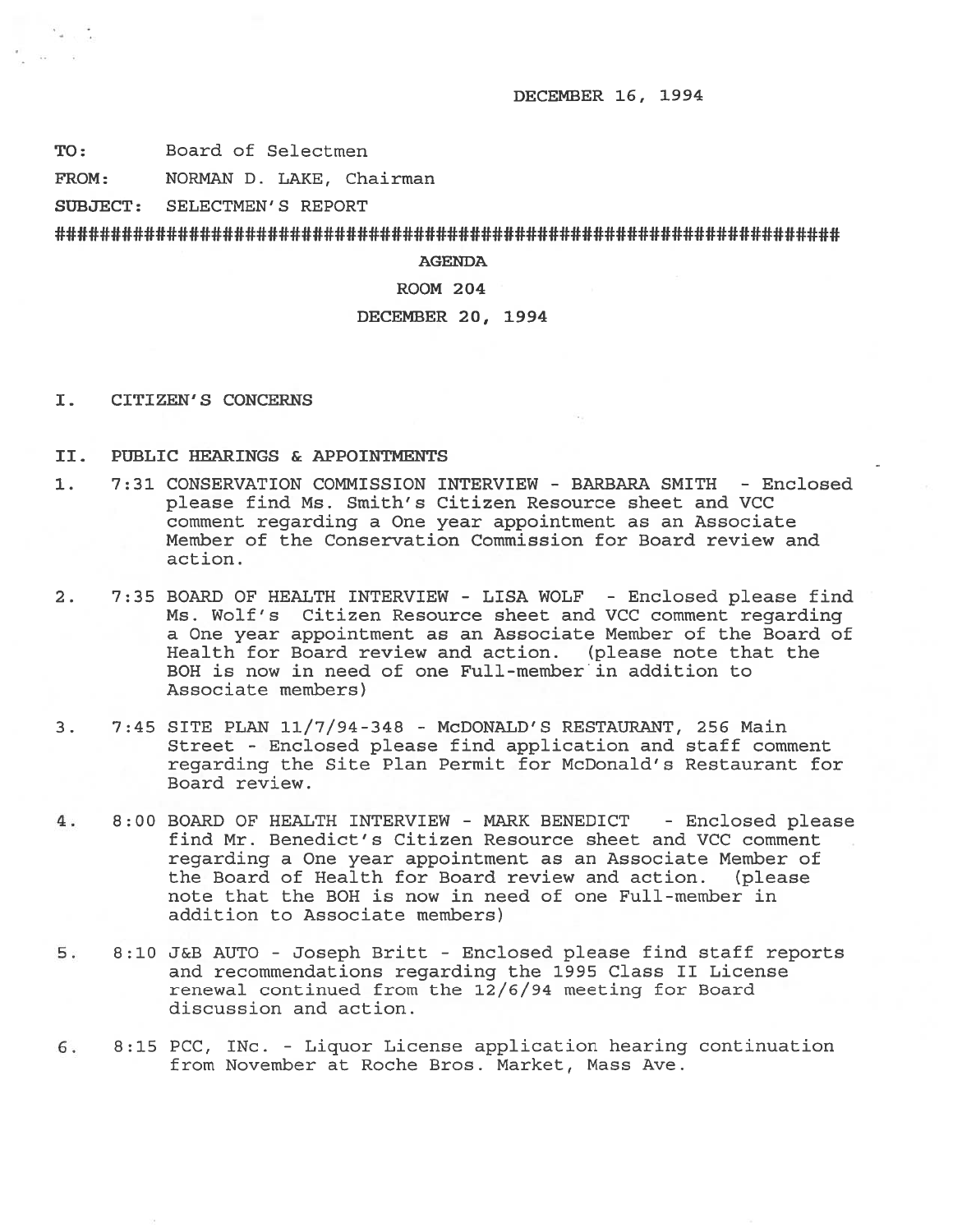DECEMBER 16, 1994

**TO:** Board of Selectmen

**FROM:** NORMAN D. LAKE, Chairman

**SUBJECT:** SELECTMEN'S REPORT

##########################################################################

**AGENDA**

**ROOM 204**

**DECEMBER 20, 1994**

I. CITIZEN'S CONCERNS

II. PUBLIC HEARINGS & APPOINTMENTS

1. 7:31 CONSERVATION COMMISSION INTERVIEW - BARBARA SMITH - Enclosed please find Ms. Smith's Citizen Resource sheet and VCC comment regarding a One year appointment as an Associate Member of the Conservation Commission for Board review and action.

2. 7:35 BOARD OF HEALTH INTERVIEW - LISA WOLF - Enclosed please find Ms. Wolf's Citizen Resource sheet and VCC comment regarding a One year appointment as an Associate Member of the Board of Health for Board review and action. (please note that the BOH is now in need of one Full-member in addition to Associate members)

3. 7:45 SITE PLAN 11/7/94-348 - McDONALD'S RESTAURANT, 256 Main Street - Enclosed please find application and staff comment regarding the Site Plan Permit for McDonald's Restaurant for Board review.

4. 8:00 BOARD OF HEALTH INTERVIEW - MARK BENEDICT - Enclosed please find Mr. Benedict's Citizen Resource sheet and VCC comment regarding a One year appointment as an Associate Member of the Board of Health for Board review and action. (please note that the BOH is now in need of one Full-member in addition to Associate members)

5. 8:10 J&B AUTO - Joseph Britt - Enclosed please find staff reports and recommendations regarding the 1995 Class II License renewal continued from the 12/6/94 meeting for Board discussion and action.

6. 8:15 PCC, INc. - Liquor License application hearing continuation from November at Roche Bros. Market, Mass Ave.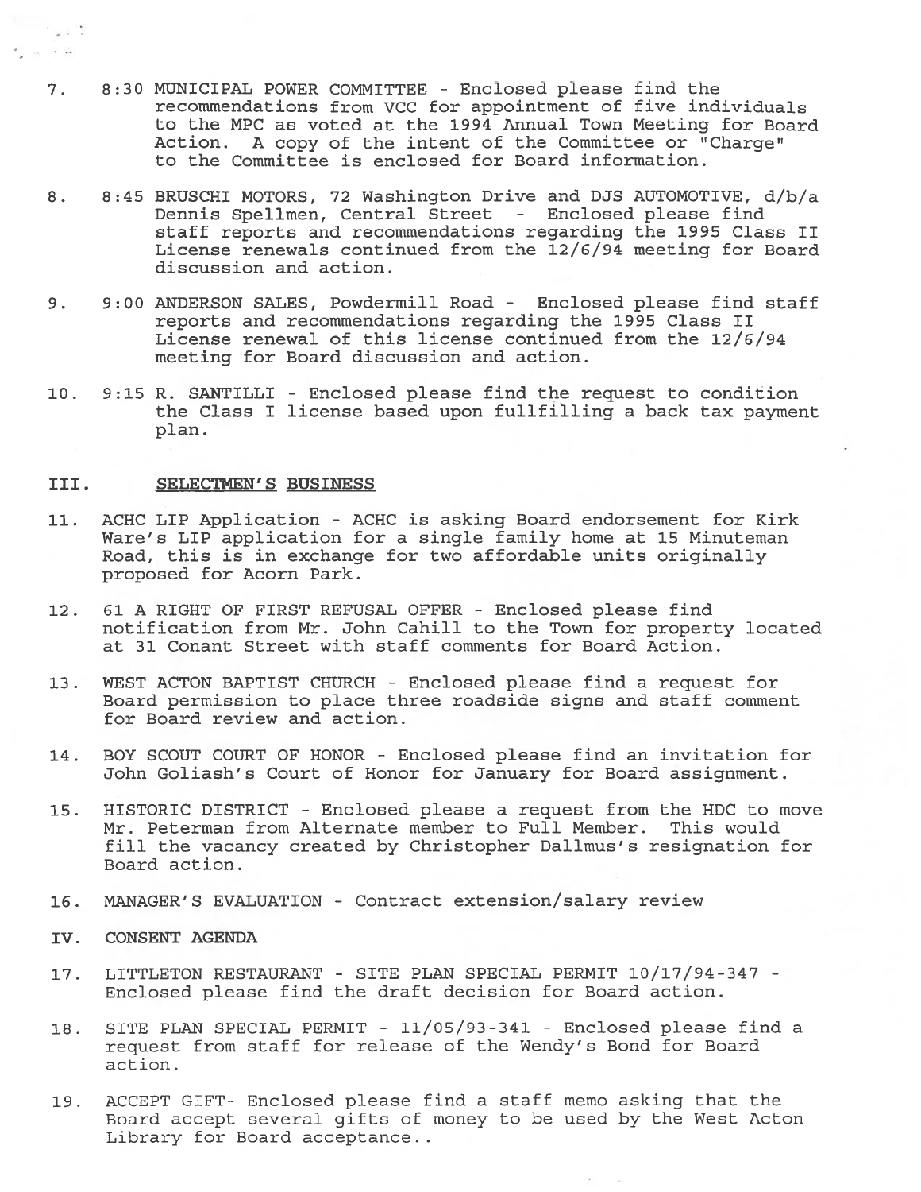7. 8:30 MUNICIPAL POWER COMMITTEE - Enclosed please find the recommendations from VCC for appointment of five individuals to the MPC as voted at the 1994 Annual Town Meeting for Board Action. A copy of the intent of the Committee or "Charge" to the Committee is enclosed for Board information.

8. 8:45 BRUSCHI MOTORS, 72 Washington Drive and DJS AUTOMOTIVE, d/b/a Dennis Spellmen, Central Street - Enclosed please find staff reports and recommendations regarding the 1995 Class II License renewals continued from the 12/6/94 meeting for Board discussion and action.

9. 9:00 ANDERSON SALES, Powdermill Road - Enclosed please find staff reports and recommendations regarding the 1995 Class II License renewal of this license continued from the 12/6/94 meeting for Board discussion and action.

10. 9:15 R. SANTILLI - Enclosed please find the request to condition the Class I license based upon fullfilling a back tax payment plan.

## III. SELECTMEN'S BUSINESS

11. ACHC LIP Application - ACHC is asking Board endorsement for Kirk Ware's LIP application for a single family home at 15 Minuteman Road, this is in exchange for two affordable units originally proposed for Acorn Park.

12. 61 A RIGHT OF FIRST REFUSAL OFFER - Enclosed please find notification from Mr. John Cahill to the Town for property located at 31 Conant Street with staff comments for Board Action.

13. WEST ACTON BAPTIST CHURCH - Enclosed please find a request for Board permission to place three roadside signs and staff comment for Board review and action.

14. BOY SCOUT COURT OF HONOR - Enclosed please find an invitation for John Goliash's Court of Honor for January for Board assignment.

15. HISTORIC DISTRICT - Enclosed please a request from the HDC to move Mr. Peterman from Alternate member to Full Member. This would fill the vacancy created by Christopher Dallmus's resignation for Board action.

16. MANAGER'S EVALUATION - Contract extension/salary review

## IV. CONSENT AGENDA

17. LITTLETON RESTAURANT - SITE PLAN SPECIAL PERMIT 10/17/94-347 - Enclosed please find the draft decision for Board action.

18. SITE PLAN SPECIAL PERMIT - 11/05/93-341 - Enclosed please find a request from staff for release of the Wendy's Bond for Board action.

19. ACCEPT GIFT- Enclosed please find a staff memo asking that the Board accept several gifts of money to be used by the West Acton Library for Board acceptance..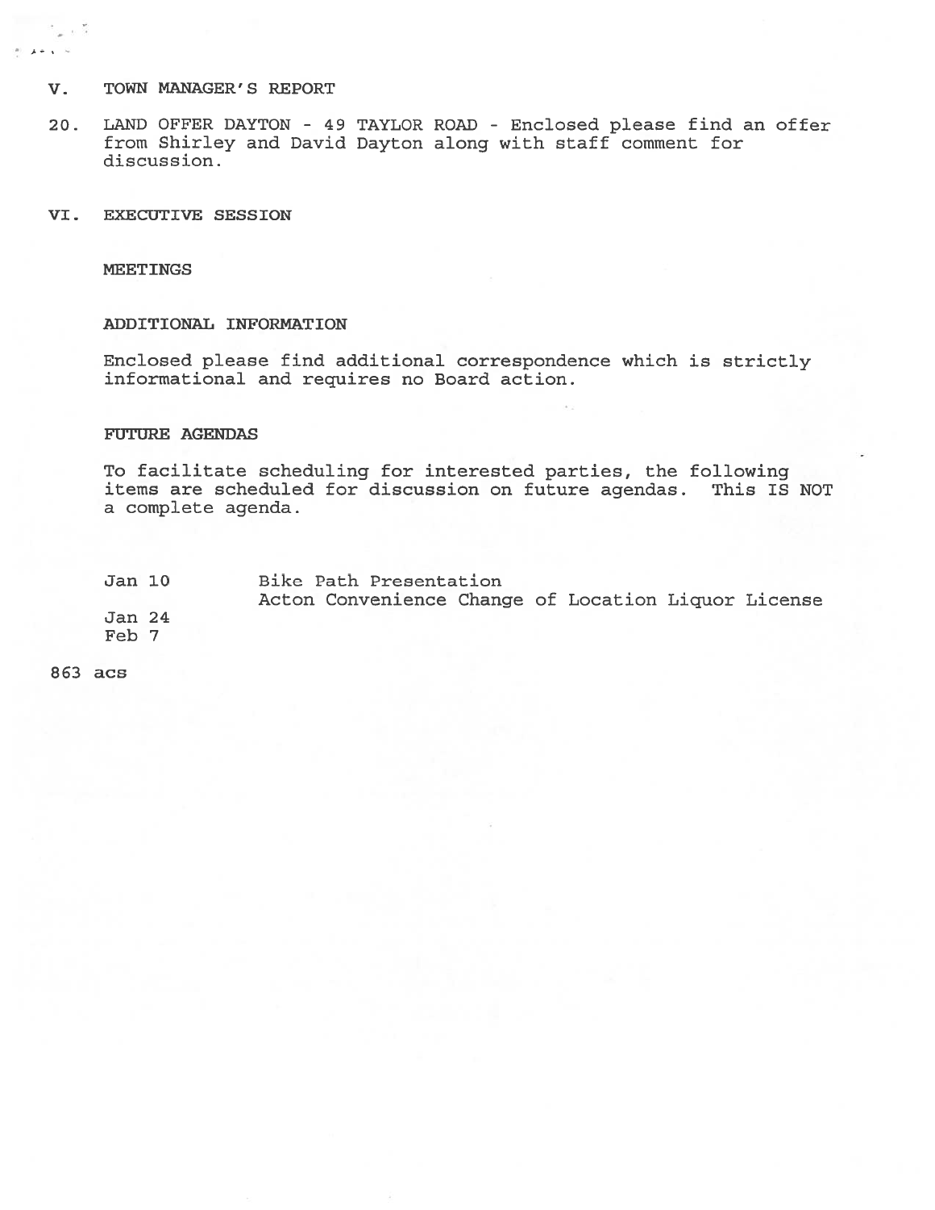## V. TOWN MANAGER'S REPORT

20. LAND OFFER DAYTON - 49 TAYLOR ROAD - Enclosed please find an offer from Shirley and David Dayton along with staff comment for discussion.

## VI. EXECUTIVE SESSION

### MEETINGS

### ADDITIONAL INFORMATION

Enclosed please find additional correspondence which is strictly informational and requires no Board action.

### FUTURE AGENDAS

To facilitate scheduling for interested parties, the following items are scheduled for discussion on future agendas. This IS NOT a complete agenda.

| | |
|---|---|
| Jan 10 | Bike Path Presentation<br>Acton Convenience Change of Location Liquor License |
| Jan 24 | |
| Feb 7 | |

863 acs